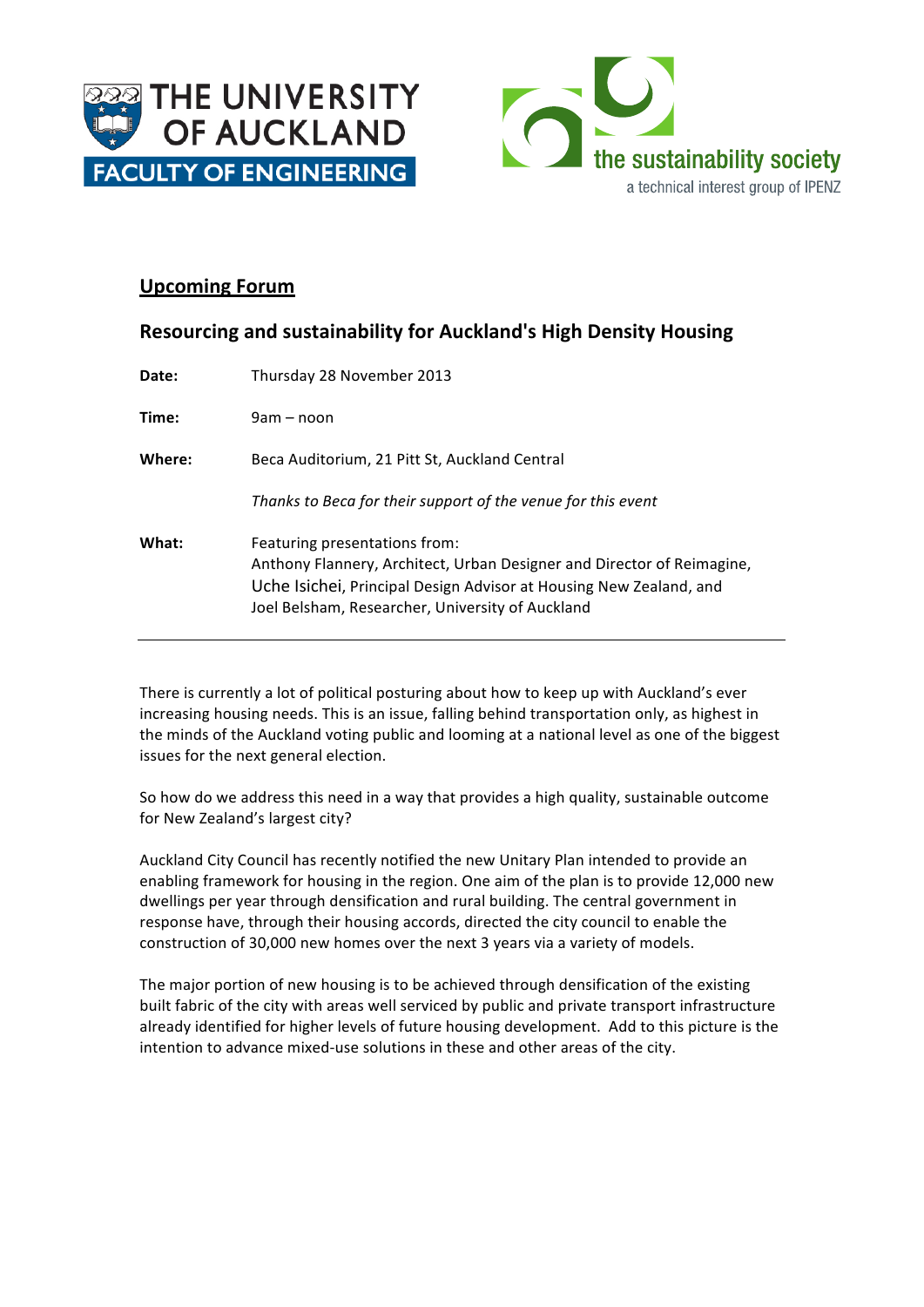THE UNIVERSITY OF AUCKLAND
FACULTY OF ENGINEERING

the sustainability society
a technical interest group of IPENZ

## Upcoming Forum

### Resourcing and sustainability for Auckland's High Density Housing

**Date:** Thursday 28 November 2013

**Time:** 9am – noon

**Where:** Beca Auditorium, 21 Pitt St, Auckland Central

*Thanks to Beca for their support of the venue for this event*

**What:** Featuring presentations from:
Anthony Flannery, Architect, Urban Designer and Director of Reimagine,
Uche Isichei, Principal Design Advisor at Housing New Zealand, and
Joel Belsham, Researcher, University of Auckland

---

There is currently a lot of political posturing about how to keep up with Auckland's ever increasing housing needs. This is an issue, falling behind transportation only, as highest in the minds of the Auckland voting public and looming at a national level as one of the biggest issues for the next general election.

So how do we address this need in a way that provides a high quality, sustainable outcome for New Zealand's largest city?

Auckland City Council has recently notified the new Unitary Plan intended to provide an enabling framework for housing in the region. One aim of the plan is to provide 12,000 new dwellings per year through densification and rural building. The central government in response have, through their housing accords, directed the city council to enable the construction of 30,000 new homes over the next 3 years via a variety of models.

The major portion of new housing is to be achieved through densification of the existing built fabric of the city with areas well serviced by public and private transport infrastructure already identified for higher levels of future housing development. Add to this picture is the intention to advance mixed-use solutions in these and other areas of the city.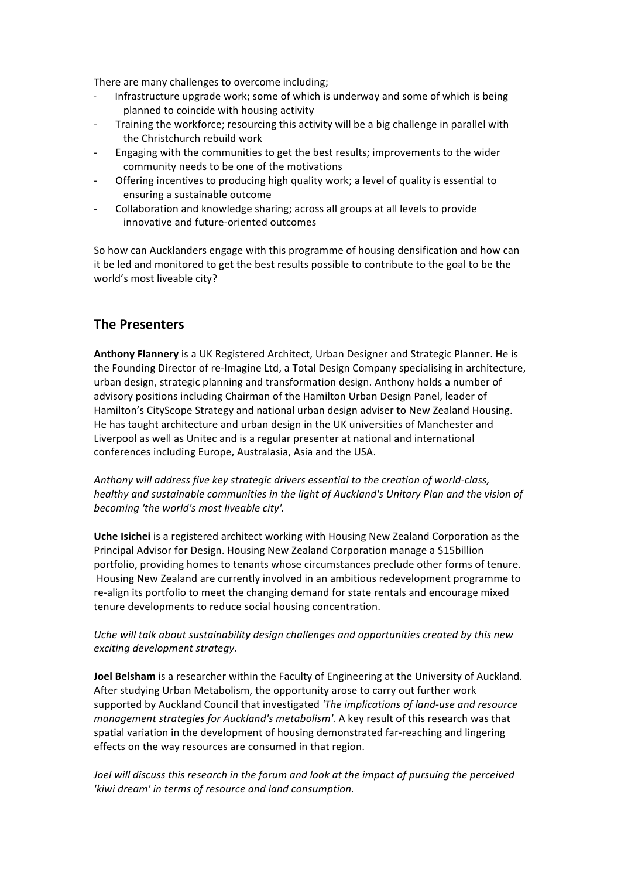There are many challenges to overcome including;

- Infrastructure upgrade work; some of which is underway and some of which is being planned to coincide with housing activity
- Training the workforce; resourcing this activity will be a big challenge in parallel with the Christchurch rebuild work
- Engaging with the communities to get the best results; improvements to the wider community needs to be one of the motivations
- Offering incentives to producing high quality work; a level of quality is essential to ensuring a sustainable outcome
- Collaboration and knowledge sharing; across all groups at all levels to provide innovative and future-oriented outcomes

So how can Aucklanders engage with this programme of housing densification and how can it be led and monitored to get the best results possible to contribute to the goal to be the world's most liveable city?

---

## The Presenters

**Anthony Flannery** is a UK Registered Architect, Urban Designer and Strategic Planner. He is the Founding Director of re-Imagine Ltd, a Total Design Company specialising in architecture, urban design, strategic planning and transformation design. Anthony holds a number of advisory positions including Chairman of the Hamilton Urban Design Panel, leader of Hamilton's CityScope Strategy and national urban design adviser to New Zealand Housing. He has taught architecture and urban design in the UK universities of Manchester and Liverpool as well as Unitec and is a regular presenter at national and international conferences including Europe, Australasia, Asia and the USA.

*Anthony will address five key strategic drivers essential to the creation of world-class, healthy and sustainable communities in the light of Auckland's Unitary Plan and the vision of becoming 'the world's most liveable city'.*

**Uche Isichei** is a registered architect working with Housing New Zealand Corporation as the Principal Advisor for Design. Housing New Zealand Corporation manage a $15billion portfolio, providing homes to tenants whose circumstances preclude other forms of tenure. Housing New Zealand are currently involved in an ambitious redevelopment programme to re-align its portfolio to meet the changing demand for state rentals and encourage mixed tenure developments to reduce social housing concentration.

*Uche will talk about sustainability design challenges and opportunities created by this new exciting development strategy.*

**Joel Belsham** is a researcher within the Faculty of Engineering at the University of Auckland. After studying Urban Metabolism, the opportunity arose to carry out further work supported by Auckland Council that investigated *'The implications of land-use and resource management strategies for Auckland's metabolism'*. A key result of this research was that spatial variation in the development of housing demonstrated far-reaching and lingering effects on the way resources are consumed in that region.

*Joel will discuss this research in the forum and look at the impact of pursuing the perceived 'kiwi dream' in terms of resource and land consumption.*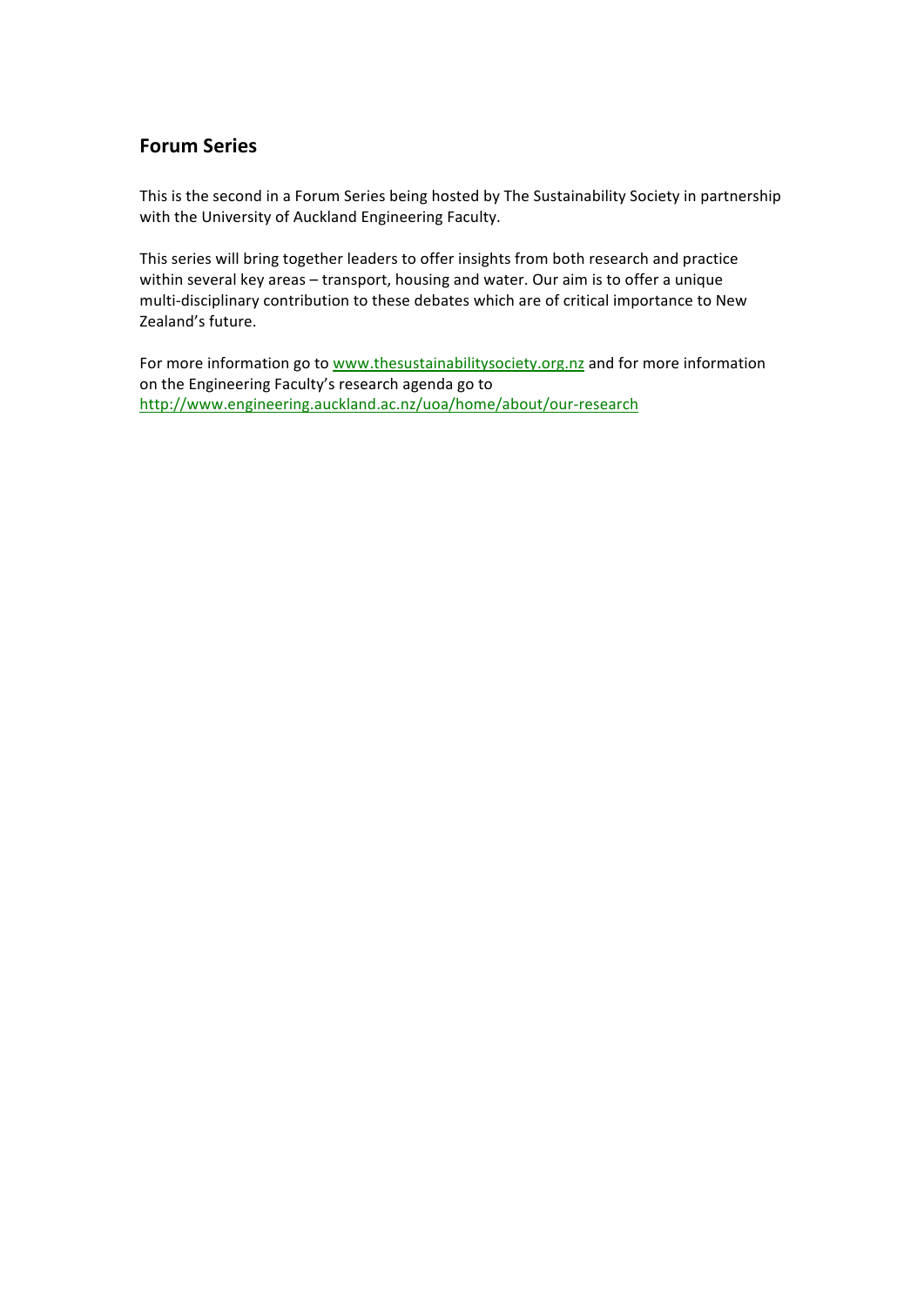## Forum Series

This is the second in a Forum Series being hosted by The Sustainability Society in partnership with the University of Auckland Engineering Faculty.

This series will bring together leaders to offer insights from both research and practice within several key areas – transport, housing and water. Our aim is to offer a unique multi-disciplinary contribution to these debates which are of critical importance to New Zealand's future.

For more information go to [www.thesustainabilitysociety.org.nz](http://www.thesustainabilitysociety.org.nz) and for more information on the Engineering Faculty's research agenda go to [http://www.engineering.auckland.ac.nz/uoa/home/about/our-research](http://www.engineering.auckland.ac.nz/uoa/home/about/our-research)